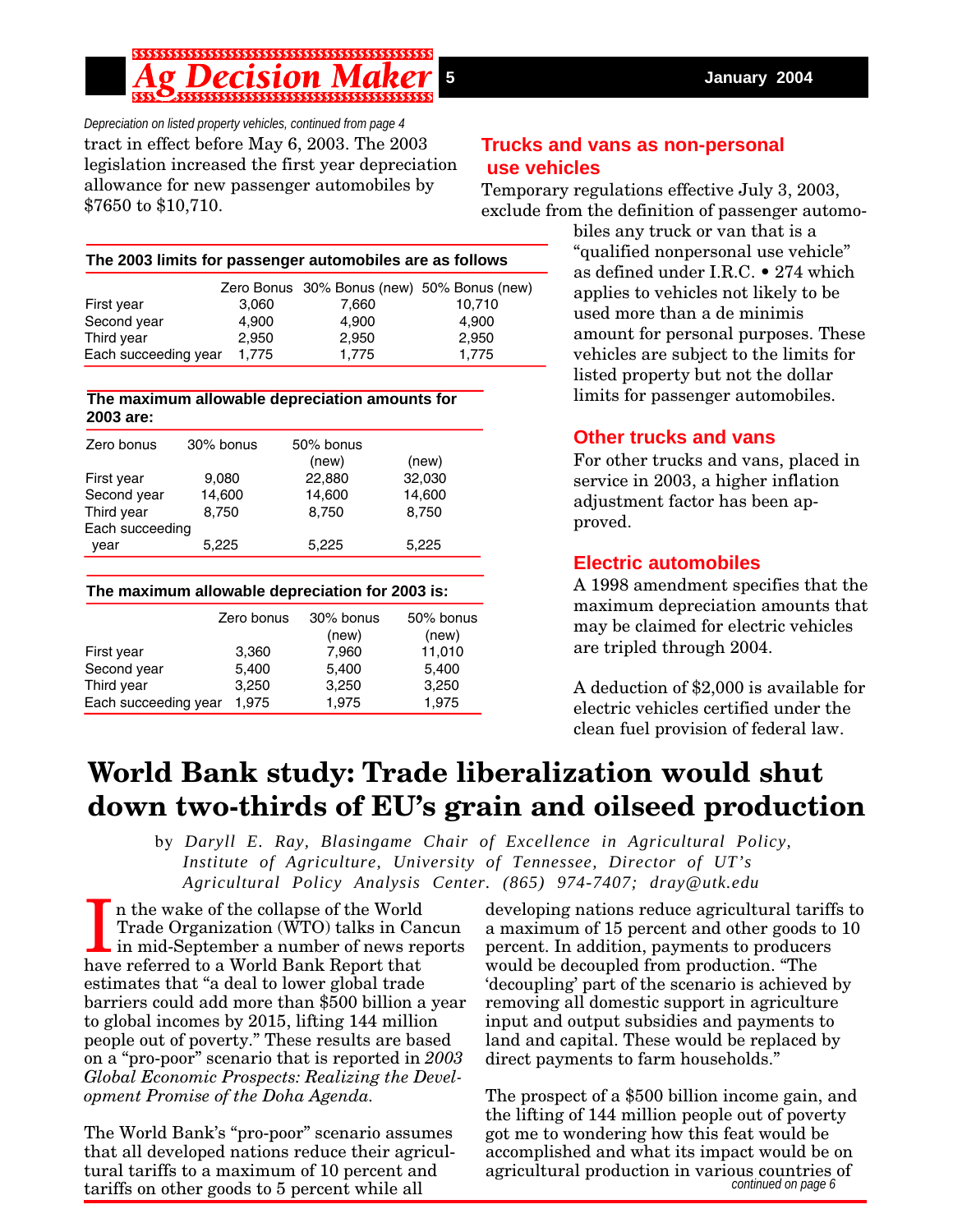*Depreciation on listed property vehicles, continued from page 4*

tract in effect before May 6, 2003. The 2003 legislation increased the first year depreciation allowance for new passenger automobiles by $7650 to $10,710.

**The 2003 limits for passenger automobiles are as follows**

| | Zero Bonus | 30% Bonus (new) | 50% Bonus (new) |
|---|---|---|---|
| First year | 3,060 | 7,660 | 10,710 |
| Second year | 4,900 | 4,900 | 4,900 |
| Third year | 2,950 | 2,950 | 2,950 |
| Each succeeding year | 1,775 | 1,775 | 1,775 |

**The maximum allowable depreciation amounts for 2003 are:**

| Zero bonus | 30% bonus | 50% bonus (new) | (new) |
|---|---|---|---|
| First year | 9,080 | 22,880 | 32,030 |
| Second year | 14,600 | 14,600 | 14,600 |
| Third year | 8,750 | 8,750 | 8,750 |
| Each succeeding year | 5,225 | 5,225 | 5,225 |

**The maximum allowable depreciation for 2003 is:**

| | Zero bonus | 30% bonus (new) | 50% bonus (new) |
|---|---|---|---|
| First year | 3,360 | 7,960 | 11,010 |
| Second year | 5,400 | 5,400 | 5,400 |
| Third year | 3,250 | 3,250 | 3,250 |
| Each succeeding year | 1,975 | 1,975 | 1,975 |

### Trucks and vans as non-personal use vehicles

Temporary regulations effective July 3, 2003, exclude from the definition of passenger automobiles any truck or van that is a "qualified nonpersonal use vehicle" as defined under I.R.C. • 274 which applies to vehicles not likely to be used more than a de minimis amount for personal purposes. These vehicles are subject to the limits for listed property but not the dollar limits for passenger automobiles.

### Other trucks and vans

For other trucks and vans, placed in service in 2003, a higher inflation adjustment factor has been approved.

### Electric automobiles

A 1998 amendment specifies that the maximum depreciation amounts that may be claimed for electric vehicles are tripled through 2004.

A deduction of $2,000 is available for electric vehicles certified under the clean fuel provision of federal law.

# World Bank study: Trade liberalization would shut down two-thirds of EU's grain and oilseed production

by *Daryll E. Ray, Blasingame Chair of Excellence in Agricultural Policy, Institute of Agriculture, University of Tennessee, Director of UT's Agricultural Policy Analysis Center. (865) 974-7407; dray@utk.edu*

In the wake of the collapse of the World Trade Organization (WTO) talks in Cancun in mid-September a number of news reports have referred to a World Bank Report that estimates that "a deal to lower global trade barriers could add more than $500 billion a year to global incomes by 2015, lifting 144 million people out of poverty." These results are based on a "pro-poor" scenario that is reported in *2003 Global Economic Prospects: Realizing the Development Promise of the Doha Agenda.*

The World Bank's "pro-poor" scenario assumes that all developed nations reduce their agricultural tariffs to a maximum of 10 percent and tariffs on other goods to 5 percent while all developing nations reduce agricultural tariffs to a maximum of 15 percent and other goods to 10 percent. In addition, payments to producers would be decoupled from production. "The 'decoupling' part of the scenario is achieved by removing all domestic support in agriculture input and output subsidies and payments to land and capital. These would be replaced by direct payments to farm households."

The prospect of a $500 billion income gain, and the lifting of 144 million people out of poverty got me to wondering how this feat would be accomplished and what its impact would be on agricultural production in various countries of

*continued on page 6*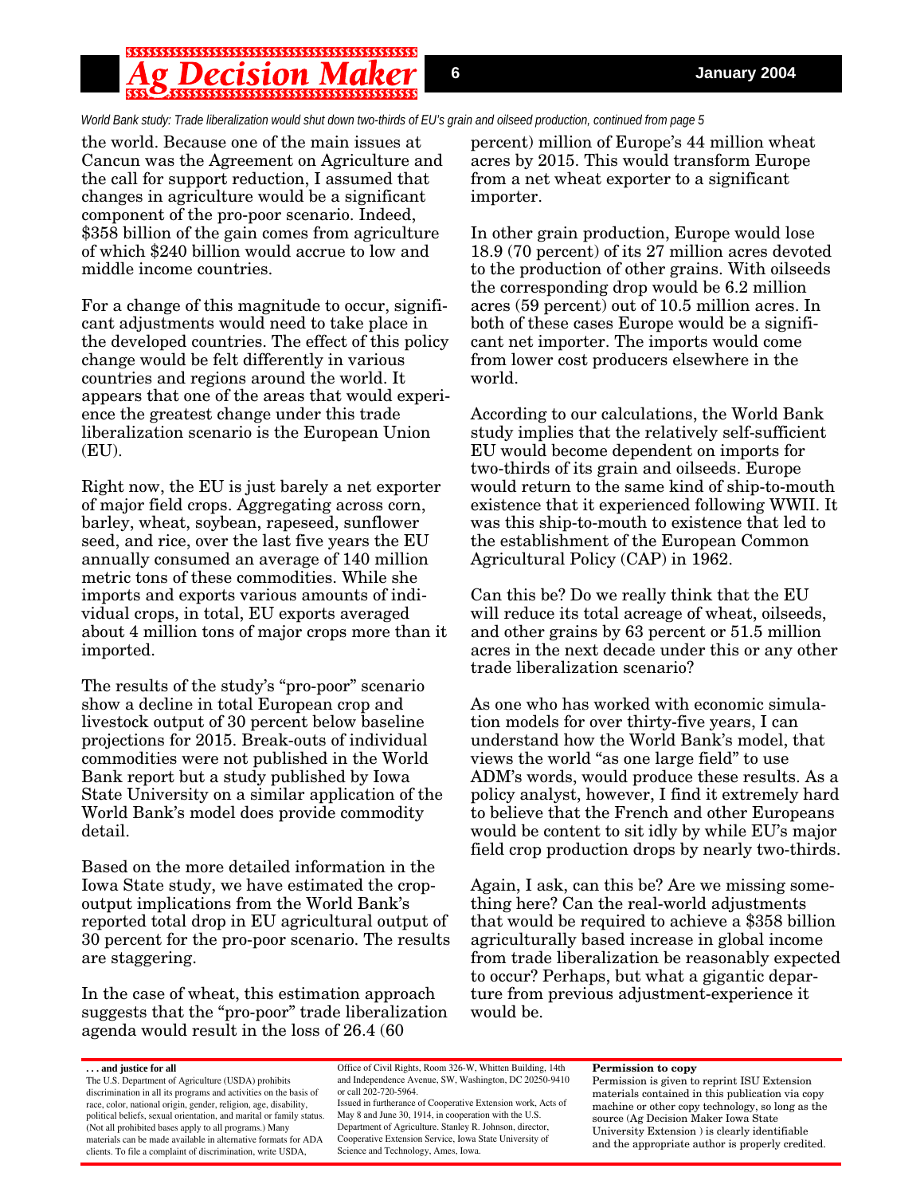*World Bank study: Trade liberalization would shut down two-thirds of EU's grain and oilseed production, continued from page 5*

the world. Because one of the main issues at Cancun was the Agreement on Agriculture and the call for support reduction, I assumed that changes in agriculture would be a significant component of the pro-poor scenario. Indeed, $358 billion of the gain comes from agriculture of which $240 billion would accrue to low and middle income countries.

For a change of this magnitude to occur, significant adjustments would need to take place in the developed countries. The effect of this policy change would be felt differently in various countries and regions around the world. It appears that one of the areas that would experience the greatest change under this trade liberalization scenario is the European Union (EU).

Right now, the EU is just barely a net exporter of major field crops. Aggregating across corn, barley, wheat, soybean, rapeseed, sunflower seed, and rice, over the last five years the EU annually consumed an average of 140 million metric tons of these commodities. While she imports and exports various amounts of individual crops, in total, EU exports averaged about 4 million tons of major crops more than it imported.

The results of the study's "pro-poor" scenario show a decline in total European crop and livestock output of 30 percent below baseline projections for 2015. Break-outs of individual commodities were not published in the World Bank report but a study published by Iowa State University on a similar application of the World Bank's model does provide commodity detail.

Based on the more detailed information in the Iowa State study, we have estimated the crop-output implications from the World Bank's reported total drop in EU agricultural output of 30 percent for the pro-poor scenario. The results are staggering.

In the case of wheat, this estimation approach suggests that the "pro-poor" trade liberalization agenda would result in the loss of 26.4 (60 percent) million of Europe's 44 million wheat acres by 2015. This would transform Europe from a net wheat exporter to a significant importer.

In other grain production, Europe would lose 18.9 (70 percent) of its 27 million acres devoted to the production of other grains. With oilseeds the corresponding drop would be 6.2 million acres (59 percent) out of 10.5 million acres. In both of these cases Europe would be a significant net importer. The imports would come from lower cost producers elsewhere in the world.

According to our calculations, the World Bank study implies that the relatively self-sufficient EU would become dependent on imports for two-thirds of its grain and oilseeds. Europe would return to the same kind of ship-to-mouth existence that it experienced following WWII. It was this ship-to-mouth to existence that led to the establishment of the European Common Agricultural Policy (CAP) in 1962.

Can this be? Do we really think that the EU will reduce its total acreage of wheat, oilseeds, and other grains by 63 percent or 51.5 million acres in the next decade under this or any other trade liberalization scenario?

As one who has worked with economic simulation models for over thirty-five years, I can understand how the World Bank's model, that views the world "as one large field" to use ADM's words, would produce these results. As a policy analyst, however, I find it extremely hard to believe that the French and other Europeans would be content to sit idly by while EU's major field crop production drops by nearly two-thirds.

Again, I ask, can this be? Are we missing something here? Can the real-world adjustments that would be required to achieve a $358 billion agriculturally based increase in global income from trade liberalization be reasonably expected to occur? Perhaps, but what a gigantic departure from previous adjustment-experience it would be.

**. . . and justice for all**

The U.S. Department of Agriculture (USDA) prohibits discrimination in all its programs and activities on the basis of race, color, national origin, gender, religion, age, disability, political beliefs, sexual orientation, and marital or family status. (Not all prohibited bases apply to all programs.) Many materials can be made available in alternative formats for ADA clients. To file a complaint of discrimination, write USDA, Office of Civil Rights, Room 326-W, Whitten Building, 14th and Independence Avenue, SW, Washington, DC 20250-9410 or call 202-720-5964.

Issued in furtherance of Cooperative Extension work, Acts of May 8 and June 30, 1914, in cooperation with the U.S. Department of Agriculture. Stanley R. Johnson, director, Cooperative Extension Service, Iowa State University of Science and Technology, Ames, Iowa.

**Permission to copy**

Permission is given to reprint ISU Extension materials contained in this publication via copy machine or other copy technology, so long as the source (Ag Decision Maker Iowa State University Extension ) is clearly identifiable and the appropriate author is properly credited.